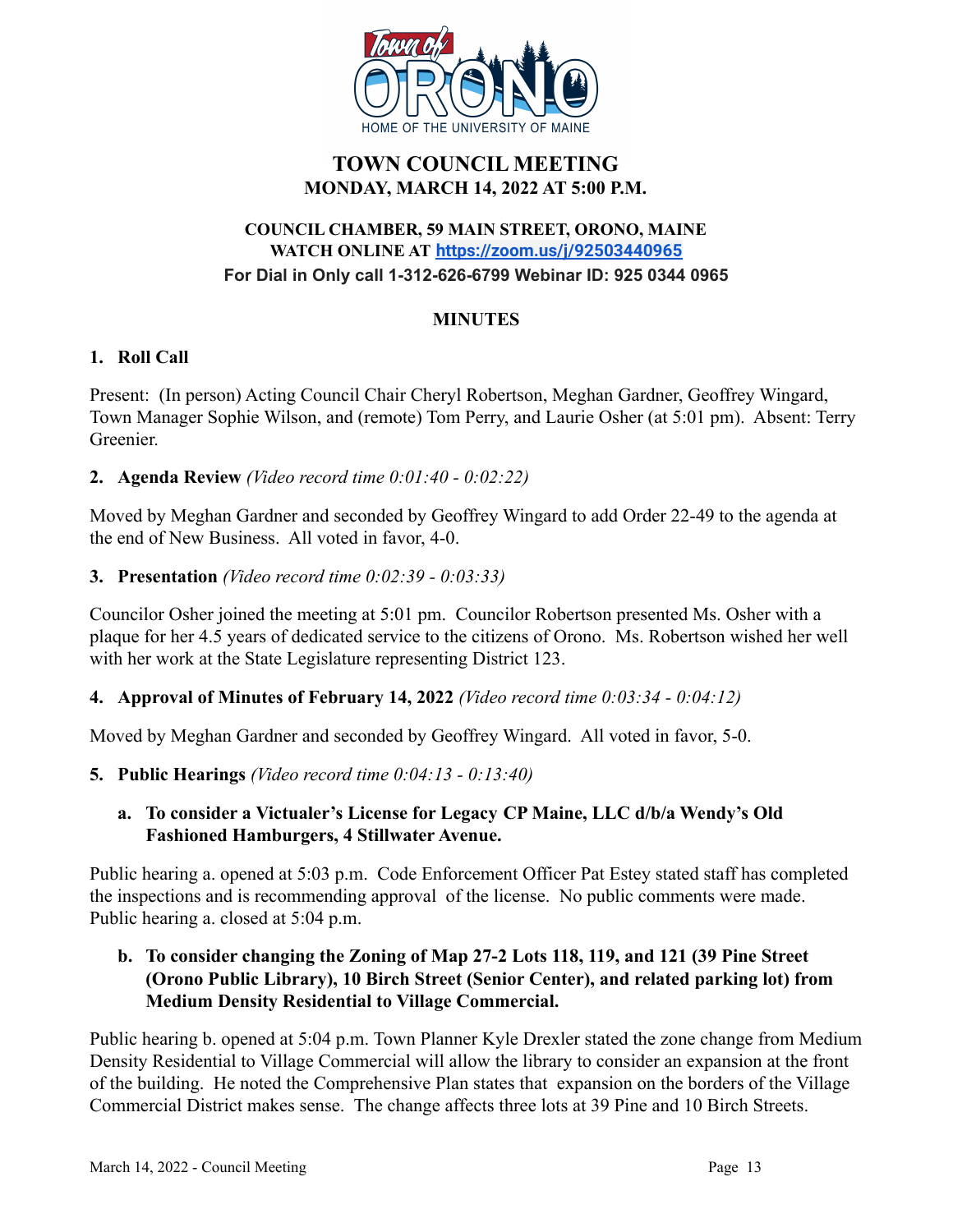# TOWN COUNCIL MEETING
**MONDAY, MARCH 14, 2022 AT 5:00 P.M.**

**COUNCIL CHAMBER, 59 MAIN STREET, ORONO, MAINE**
**WATCH ONLINE AT https://zoom.us/j/92503440965**
**For Dial in Only call 1-312-626-6799 Webinar ID: 925 0344 0965**

## MINUTES

**1. Roll Call**

Present: (In person) Acting Council Chair Cheryl Robertson, Meghan Gardner, Geoffrey Wingard, Town Manager Sophie Wilson, and (remote) Tom Perry, and Laurie Osher (at 5:01 pm). Absent: Terry Greenier.

**2. Agenda Review** *(Video record time 0:01:40 - 0:02:22)*

Moved by Meghan Gardner and seconded by Geoffrey Wingard to add Order 22-49 to the agenda at the end of New Business. All voted in favor, 4-0.

**3. Presentation** *(Video record time 0:02:39 - 0:03:33)*

Councilor Osher joined the meeting at 5:01 pm. Councilor Robertson presented Ms. Osher with a plaque for her 4.5 years of dedicated service to the citizens of Orono. Ms. Robertson wished her well with her work at the State Legislature representing District 123.

**4. Approval of Minutes of February 14, 2022** *(Video record time 0:03:34 - 0:04:12)*

Moved by Meghan Gardner and seconded by Geoffrey Wingard. All voted in favor, 5-0.

**5. Public Hearings** *(Video record time 0:04:13 - 0:13:40)*

**a. To consider a Victualer's License for Legacy CP Maine, LLC d/b/a Wendy's Old Fashioned Hamburgers, 4 Stillwater Avenue.**

Public hearing a. opened at 5:03 p.m. Code Enforcement Officer Pat Estey stated staff has completed the inspections and is recommending approval of the license. No public comments were made. Public hearing a. closed at 5:04 p.m.

**b. To consider changing the Zoning of Map 27-2 Lots 118, 119, and 121 (39 Pine Street (Orono Public Library), 10 Birch Street (Senior Center), and related parking lot) from Medium Density Residential to Village Commercial.**

Public hearing b. opened at 5:04 p.m. Town Planner Kyle Drexler stated the zone change from Medium Density Residential to Village Commercial will allow the library to consider an expansion at the front of the building. He noted the Comprehensive Plan states that expansion on the borders of the Village Commercial District makes sense. The change affects three lots at 39 Pine and 10 Birch Streets.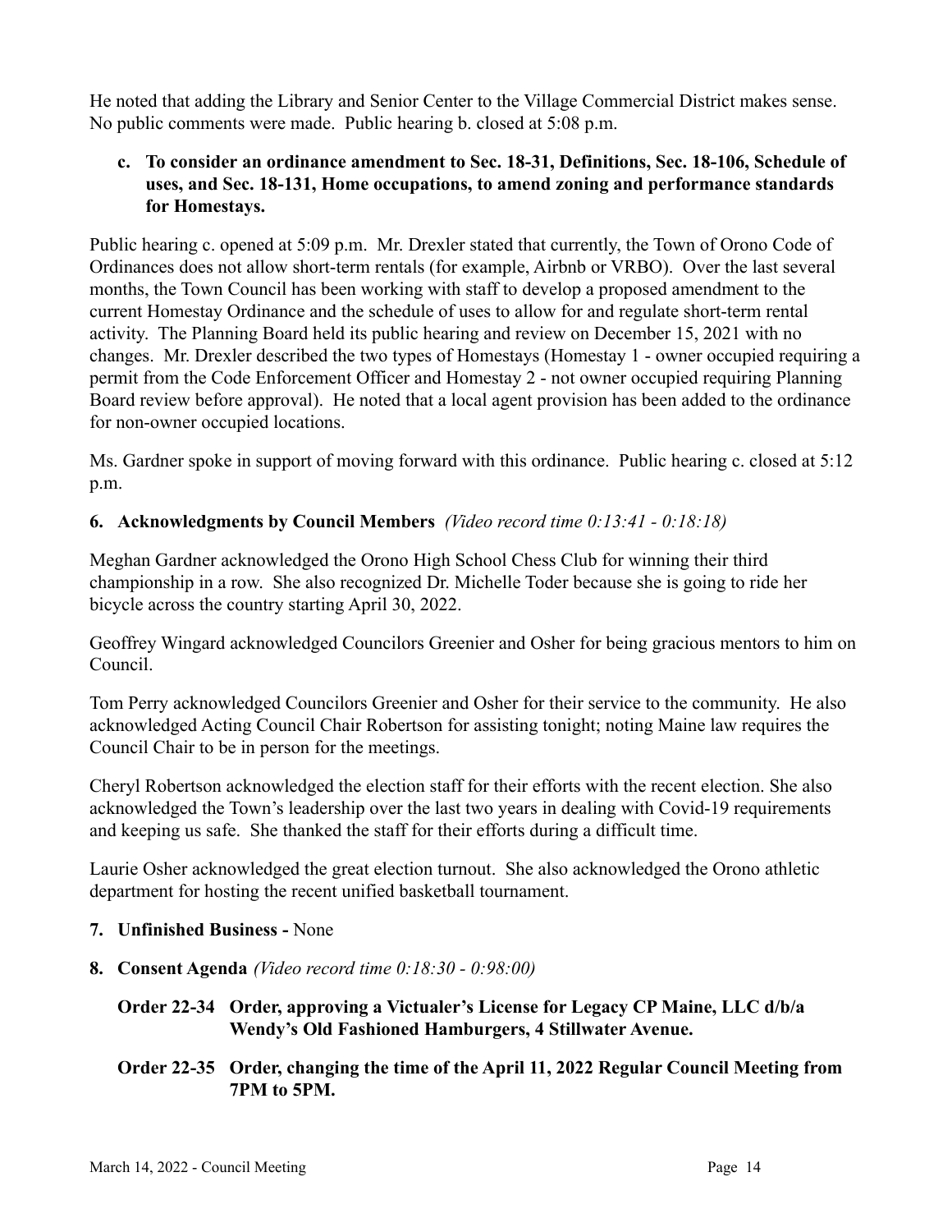He noted that adding the Library and Senior Center to the Village Commercial District makes sense. No public comments were made. Public hearing b. closed at 5:08 p.m.

**c. To consider an ordinance amendment to Sec. 18-31, Definitions, Sec. 18-106, Schedule of uses, and Sec. 18-131, Home occupations, to amend zoning and performance standards for Homestays.**

Public hearing c. opened at 5:09 p.m. Mr. Drexler stated that currently, the Town of Orono Code of Ordinances does not allow short-term rentals (for example, Airbnb or VRBO). Over the last several months, the Town Council has been working with staff to develop a proposed amendment to the current Homestay Ordinance and the schedule of uses to allow for and regulate short-term rental activity. The Planning Board held its public hearing and review on December 15, 2021 with no changes. Mr. Drexler described the two types of Homestays (Homestay 1 - owner occupied requiring a permit from the Code Enforcement Officer and Homestay 2 - not owner occupied requiring Planning Board review before approval). He noted that a local agent provision has been added to the ordinance for non-owner occupied locations.

Ms. Gardner spoke in support of moving forward with this ordinance. Public hearing c. closed at 5:12 p.m.

**6. Acknowledgments by Council Members** *(Video record time 0:13:41 - 0:18:18)*

Meghan Gardner acknowledged the Orono High School Chess Club for winning their third championship in a row. She also recognized Dr. Michelle Toder because she is going to ride her bicycle across the country starting April 30, 2022.

Geoffrey Wingard acknowledged Councilors Greenier and Osher for being gracious mentors to him on Council.

Tom Perry acknowledged Councilors Greenier and Osher for their service to the community. He also acknowledged Acting Council Chair Robertson for assisting tonight; noting Maine law requires the Council Chair to be in person for the meetings.

Cheryl Robertson acknowledged the election staff for their efforts with the recent election. She also acknowledged the Town's leadership over the last two years in dealing with Covid-19 requirements and keeping us safe. She thanked the staff for their efforts during a difficult time.

Laurie Osher acknowledged the great election turnout. She also acknowledged the Orono athletic department for hosting the recent unified basketball tournament.

**7. Unfinished Business -** None

**8. Consent Agenda** *(Video record time 0:18:30 - 0:98:00)*

**Order 22-34 Order, approving a Victualer's License for Legacy CP Maine, LLC d/b/a Wendy's Old Fashioned Hamburgers, 4 Stillwater Avenue.**

**Order 22-35 Order, changing the time of the April 11, 2022 Regular Council Meeting from 7PM to 5PM.**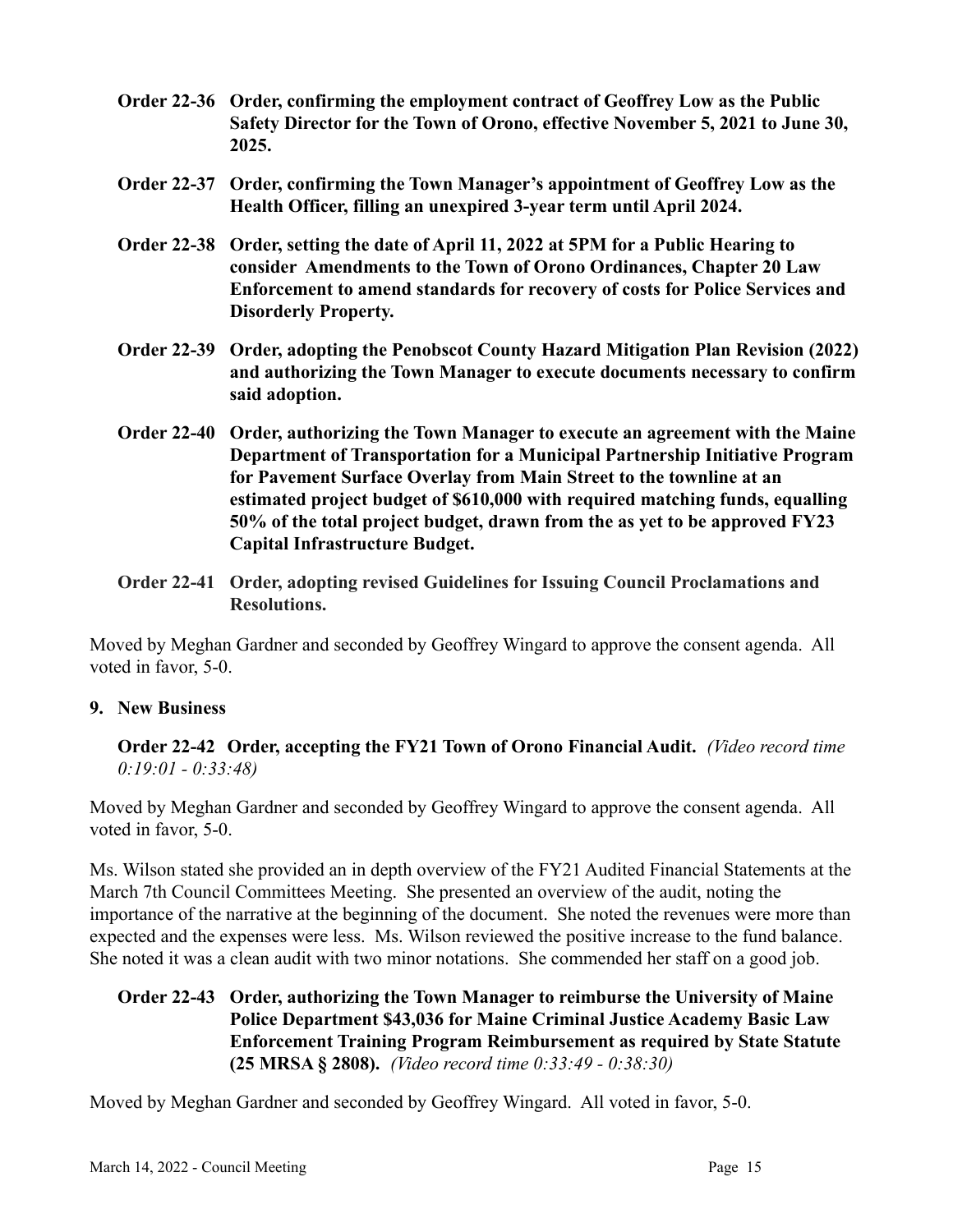**Order 22-36 Order, confirming the employment contract of Geoffrey Low as the Public Safety Director for the Town of Orono, effective November 5, 2021 to June 30, 2025.**

**Order 22-37 Order, confirming the Town Manager's appointment of Geoffrey Low as the Health Officer, filling an unexpired 3-year term until April 2024.**

**Order 22-38 Order, setting the date of April 11, 2022 at 5PM for a Public Hearing to consider Amendments to the Town of Orono Ordinances, Chapter 20 Law Enforcement to amend standards for recovery of costs for Police Services and Disorderly Property.**

**Order 22-39 Order, adopting the Penobscot County Hazard Mitigation Plan Revision (2022) and authorizing the Town Manager to execute documents necessary to confirm said adoption.**

**Order 22-40 Order, authorizing the Town Manager to execute an agreement with the Maine Department of Transportation for a Municipal Partnership Initiative Program for Pavement Surface Overlay from Main Street to the townline at an estimated project budget of $610,000 with required matching funds, equalling 50% of the total project budget, drawn from the as yet to be approved FY23 Capital Infrastructure Budget.**

**Order 22-41 Order, adopting revised Guidelines for Issuing Council Proclamations and Resolutions.**

Moved by Meghan Gardner and seconded by Geoffrey Wingard to approve the consent agenda. All voted in favor, 5-0.

**9. New Business**

**Order 22-42 Order, accepting the FY21 Town of Orono Financial Audit.** *(Video record time 0:19:01 - 0:33:48)*

Moved by Meghan Gardner and seconded by Geoffrey Wingard to approve the consent agenda. All voted in favor, 5-0.

Ms. Wilson stated she provided an in depth overview of the FY21 Audited Financial Statements at the March 7th Council Committees Meeting. She presented an overview of the audit, noting the importance of the narrative at the beginning of the document. She noted the revenues were more than expected and the expenses were less. Ms. Wilson reviewed the positive increase to the fund balance. She noted it was a clean audit with two minor notations. She commended her staff on a good job.

**Order 22-43 Order, authorizing the Town Manager to reimburse the University of Maine Police Department $43,036 for Maine Criminal Justice Academy Basic Law Enforcement Training Program Reimbursement as required by State Statute (25 MRSA § 2808).** *(Video record time 0:33:49 - 0:38:30)*

Moved by Meghan Gardner and seconded by Geoffrey Wingard. All voted in favor, 5-0.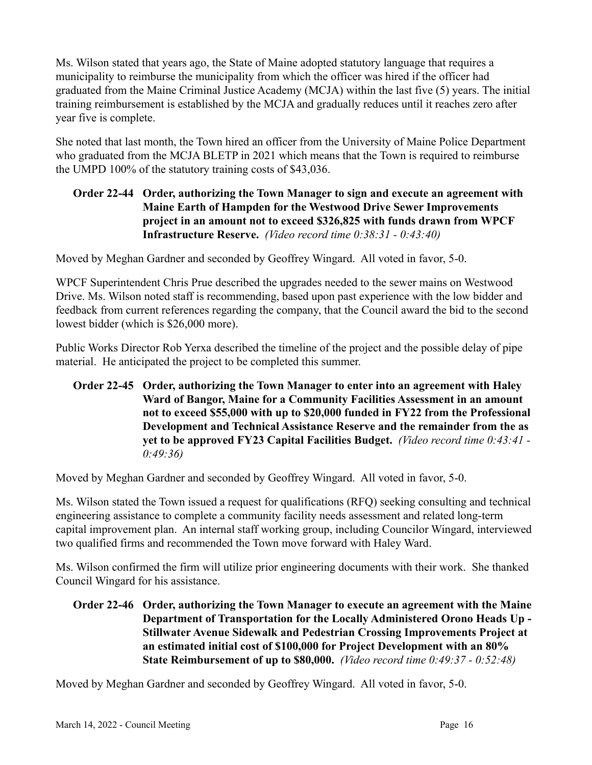Ms. Wilson stated that years ago, the State of Maine adopted statutory language that requires a municipality to reimburse the municipality from which the officer was hired if the officer had graduated from the Maine Criminal Justice Academy (MCJA) within the last five (5) years. The initial training reimbursement is established by the MCJA and gradually reduces until it reaches zero after year five is complete.

She noted that last month, the Town hired an officer from the University of Maine Police Department who graduated from the MCJA BLETP in 2021 which means that the Town is required to reimburse the UMPD 100% of the statutory training costs of $43,036.

**Order 22-44 Order, authorizing the Town Manager to sign and execute an agreement with Maine Earth of Hampden for the Westwood Drive Sewer Improvements project in an amount not to exceed $326,825 with funds drawn from WPCF Infrastructure Reserve.** *(Video record time 0:38:31 - 0:43:40)*

Moved by Meghan Gardner and seconded by Geoffrey Wingard. All voted in favor, 5-0.

WPCF Superintendent Chris Prue described the upgrades needed to the sewer mains on Westwood Drive. Ms. Wilson noted staff is recommending, based upon past experience with the low bidder and feedback from current references regarding the company, that the Council award the bid to the second lowest bidder (which is $26,000 more).

Public Works Director Rob Yerxa described the timeline of the project and the possible delay of pipe material. He anticipated the project to be completed this summer.

**Order 22-45 Order, authorizing the Town Manager to enter into an agreement with Haley Ward of Bangor, Maine for a Community Facilities Assessment in an amount not to exceed $55,000 with up to $20,000 funded in FY22 from the Professional Development and Technical Assistance Reserve and the remainder from the as yet to be approved FY23 Capital Facilities Budget.** *(Video record time 0:43:41 - 0:49:36)*

Moved by Meghan Gardner and seconded by Geoffrey Wingard. All voted in favor, 5-0.

Ms. Wilson stated the Town issued a request for qualifications (RFQ) seeking consulting and technical engineering assistance to complete a community facility needs assessment and related long-term capital improvement plan. An internal staff working group, including Councilor Wingard, interviewed two qualified firms and recommended the Town move forward with Haley Ward.

Ms. Wilson confirmed the firm will utilize prior engineering documents with their work. She thanked Council Wingard for his assistance.

**Order 22-46 Order, authorizing the Town Manager to execute an agreement with the Maine Department of Transportation for the Locally Administered Orono Heads Up - Stillwater Avenue Sidewalk and Pedestrian Crossing Improvements Project at an estimated initial cost of $100,000 for Project Development with an 80% State Reimbursement of up to $80,000.** *(Video record time 0:49:37 - 0:52:48)*

Moved by Meghan Gardner and seconded by Geoffrey Wingard. All voted in favor, 5-0.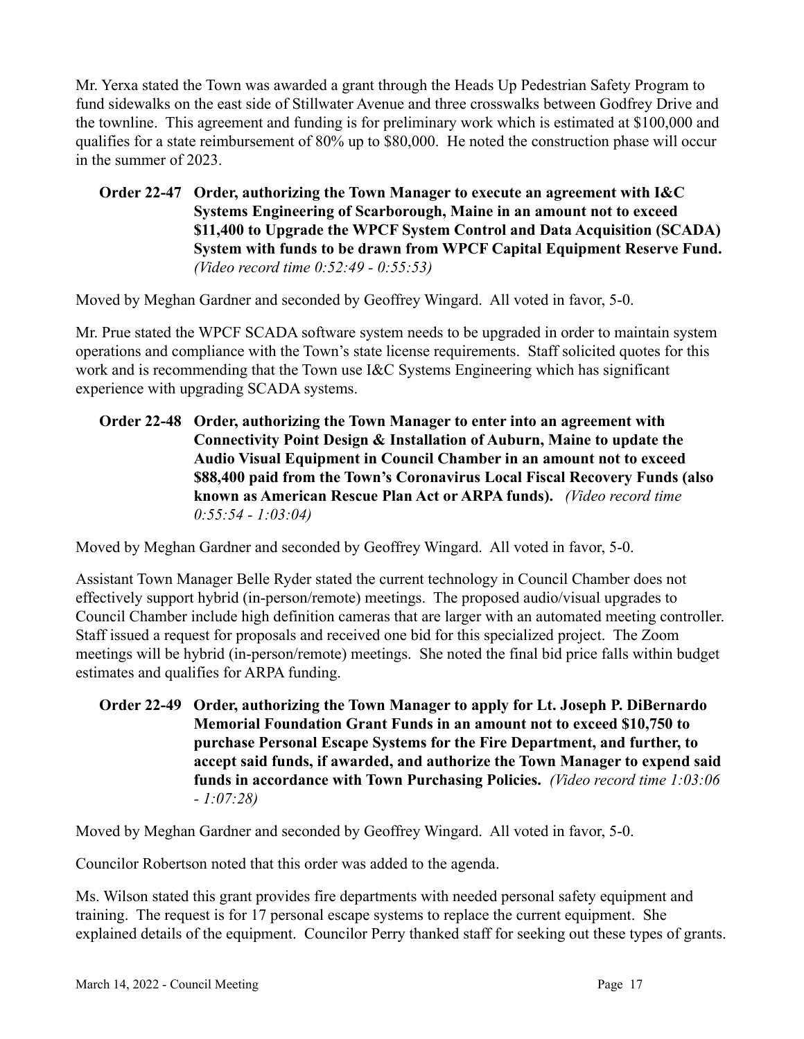Mr. Yerxa stated the Town was awarded a grant through the Heads Up Pedestrian Safety Program to fund sidewalks on the east side of Stillwater Avenue and three crosswalks between Godfrey Drive and the townline. This agreement and funding is for preliminary work which is estimated at $100,000 and qualifies for a state reimbursement of 80% up to $80,000. He noted the construction phase will occur in the summer of 2023.

**Order 22-47 Order, authorizing the Town Manager to execute an agreement with I&C Systems Engineering of Scarborough, Maine in an amount not to exceed $11,400 to Upgrade the WPCF System Control and Data Acquisition (SCADA) System with funds to be drawn from WPCF Capital Equipment Reserve Fund.** *(Video record time 0:52:49 - 0:55:53)*

Moved by Meghan Gardner and seconded by Geoffrey Wingard. All voted in favor, 5-0.

Mr. Prue stated the WPCF SCADA software system needs to be upgraded in order to maintain system operations and compliance with the Town's state license requirements. Staff solicited quotes for this work and is recommending that the Town use I&C Systems Engineering which has significant experience with upgrading SCADA systems.

**Order 22-48 Order, authorizing the Town Manager to enter into an agreement with Connectivity Point Design & Installation of Auburn, Maine to update the Audio Visual Equipment in Council Chamber in an amount not to exceed $88,400 paid from the Town's Coronavirus Local Fiscal Recovery Funds (also known as American Rescue Plan Act or ARPA funds).** *(Video record time 0:55:54 - 1:03:04)*

Moved by Meghan Gardner and seconded by Geoffrey Wingard. All voted in favor, 5-0.

Assistant Town Manager Belle Ryder stated the current technology in Council Chamber does not effectively support hybrid (in-person/remote) meetings. The proposed audio/visual upgrades to Council Chamber include high definition cameras that are larger with an automated meeting controller. Staff issued a request for proposals and received one bid for this specialized project. The Zoom meetings will be hybrid (in-person/remote) meetings. She noted the final bid price falls within budget estimates and qualifies for ARPA funding.

**Order 22-49 Order, authorizing the Town Manager to apply for Lt. Joseph P. DiBernardo Memorial Foundation Grant Funds in an amount not to exceed $10,750 to purchase Personal Escape Systems for the Fire Department, and further, to accept said funds, if awarded, and authorize the Town Manager to expend said funds in accordance with Town Purchasing Policies.** *(Video record time 1:03:06 - 1:07:28)*

Moved by Meghan Gardner and seconded by Geoffrey Wingard. All voted in favor, 5-0.

Councilor Robertson noted that this order was added to the agenda.

Ms. Wilson stated this grant provides fire departments with needed personal safety equipment and training. The request is for 17 personal escape systems to replace the current equipment. She explained details of the equipment. Councilor Perry thanked staff for seeking out these types of grants.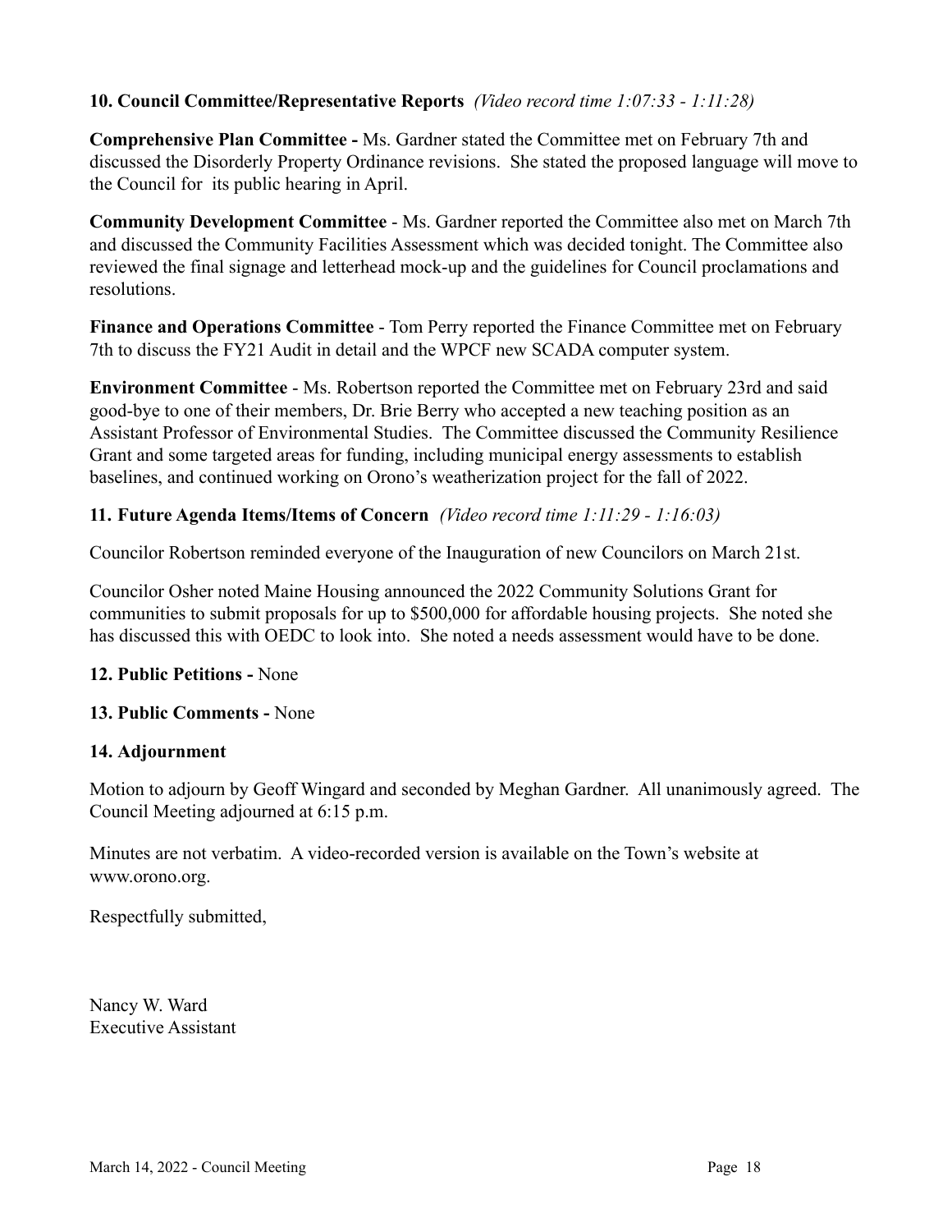**10. Council Committee/Representative Reports** *(Video record time 1:07:33 - 1:11:28)*

**Comprehensive Plan Committee -** Ms. Gardner stated the Committee met on February 7th and discussed the Disorderly Property Ordinance revisions. She stated the proposed language will move to the Council for its public hearing in April.

**Community Development Committee** - Ms. Gardner reported the Committee also met on March 7th and discussed the Community Facilities Assessment which was decided tonight. The Committee also reviewed the final signage and letterhead mock-up and the guidelines for Council proclamations and resolutions.

**Finance and Operations Committee** - Tom Perry reported the Finance Committee met on February 7th to discuss the FY21 Audit in detail and the WPCF new SCADA computer system.

**Environment Committee** - Ms. Robertson reported the Committee met on February 23rd and said good-bye to one of their members, Dr. Brie Berry who accepted a new teaching position as an Assistant Professor of Environmental Studies. The Committee discussed the Community Resilience Grant and some targeted areas for funding, including municipal energy assessments to establish baselines, and continued working on Orono's weatherization project for the fall of 2022.

**11. Future Agenda Items/Items of Concern** *(Video record time 1:11:29 - 1:16:03)*

Councilor Robertson reminded everyone of the Inauguration of new Councilors on March 21st.

Councilor Osher noted Maine Housing announced the 2022 Community Solutions Grant for communities to submit proposals for up to $500,000 for affordable housing projects. She noted she has discussed this with OEDC to look into. She noted a needs assessment would have to be done.

**12. Public Petitions -** None

**13. Public Comments -** None

**14. Adjournment**

Motion to adjourn by Geoff Wingard and seconded by Meghan Gardner. All unanimously agreed. The Council Meeting adjourned at 6:15 p.m.

Minutes are not verbatim. A video-recorded version is available on the Town's website at www.orono.org.

Respectfully submitted,

Nancy W. Ward
Executive Assistant